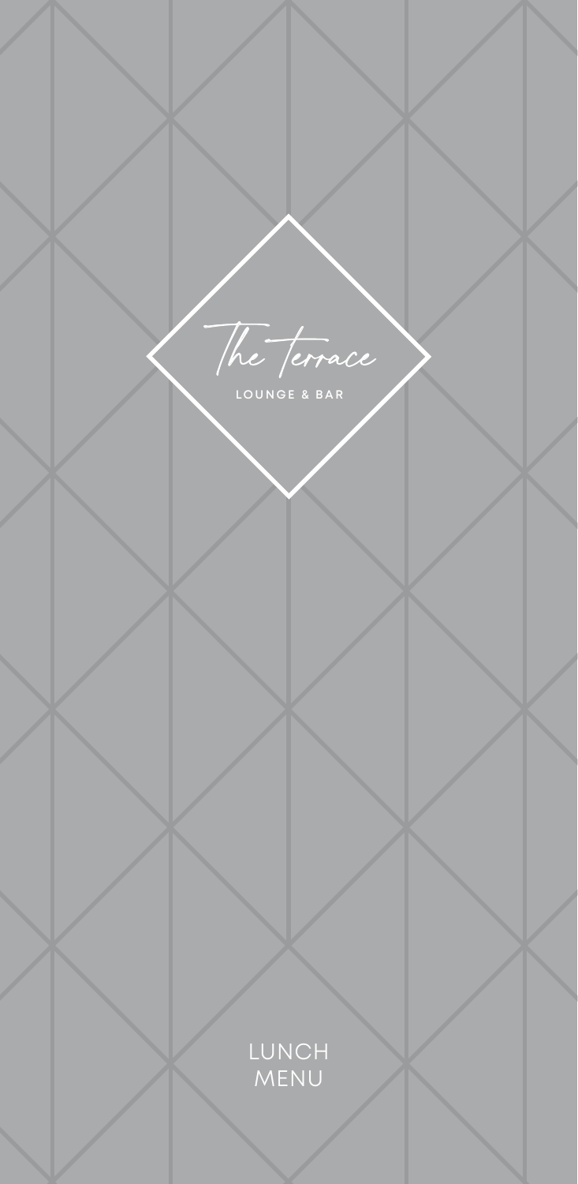# The Terrace

LOUNGE & BAR

LUNCH MENU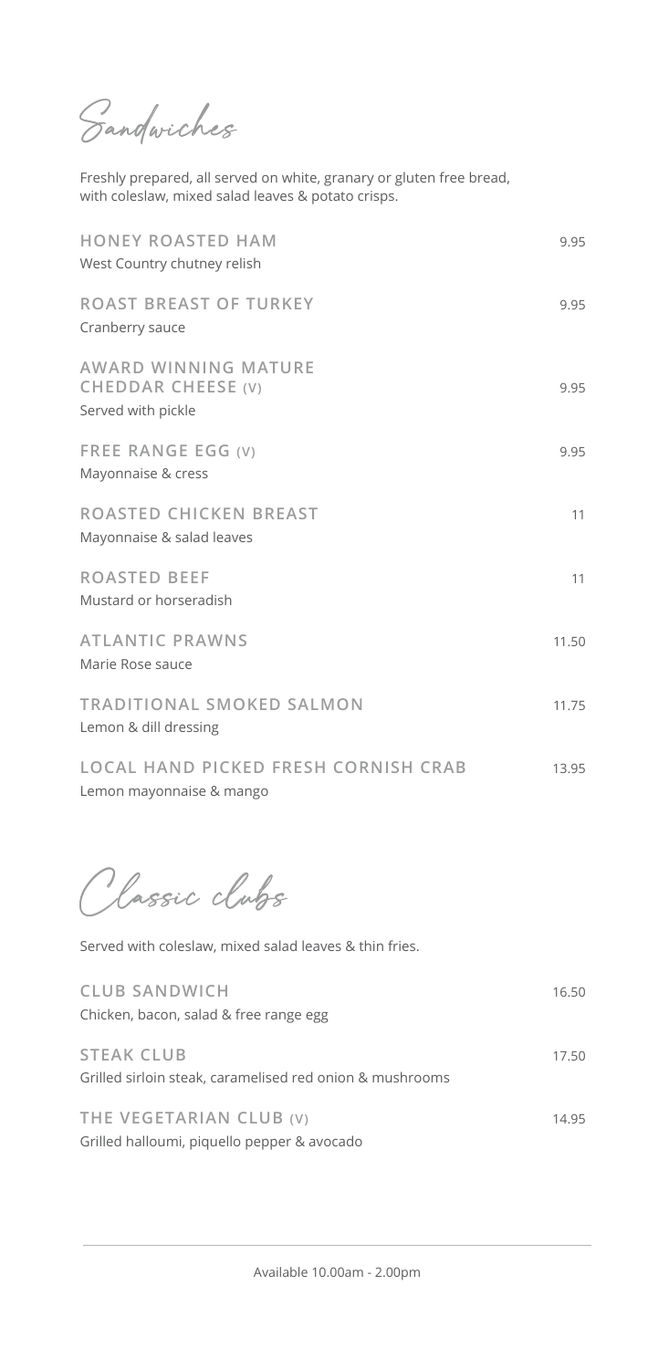## Sandwiches

Freshly prepared, all served on white, granary or gluten free bread, with coleslaw, mixed salad leaves & potato crisps.

| Item | Price |
|---|---|
| **HONEY ROASTED HAM**<br>West Country chutney relish | 9.95 |
| **ROAST BREAST OF TURKEY**<br>Cranberry sauce | 9.95 |
| **AWARD WINNING MATURE CHEDDAR CHEESE (V)**<br>Served with pickle | 9.95 |
| **FREE RANGE EGG (V)**<br>Mayonnaise & cress | 9.95 |
| **ROASTED CHICKEN BREAST**<br>Mayonnaise & salad leaves | 11 |
| **ROASTED BEEF**<br>Mustard or horseradish | 11 |
| **ATLANTIC PRAWNS**<br>Marie Rose sauce | 11.50 |
| **TRADITIONAL SMOKED SALMON**<br>Lemon & dill dressing | 11.75 |
| **LOCAL HAND PICKED FRESH CORNISH CRAB**<br>Lemon mayonnaise & mango | 13.95 |

## Classic clubs

Served with coleslaw, mixed salad leaves & thin fries.

| Item | Price |
|---|---|
| **CLUB SANDWICH**<br>Chicken, bacon, salad & free range egg | 16.50 |
| **STEAK CLUB**<br>Grilled sirloin steak, caramelised red onion & mushrooms | 17.50 |
| **THE VEGETARIAN CLUB (V)**<br>Grilled halloumi, piquello pepper & avocado | 14.95 |

Available 10.00am - 2.00pm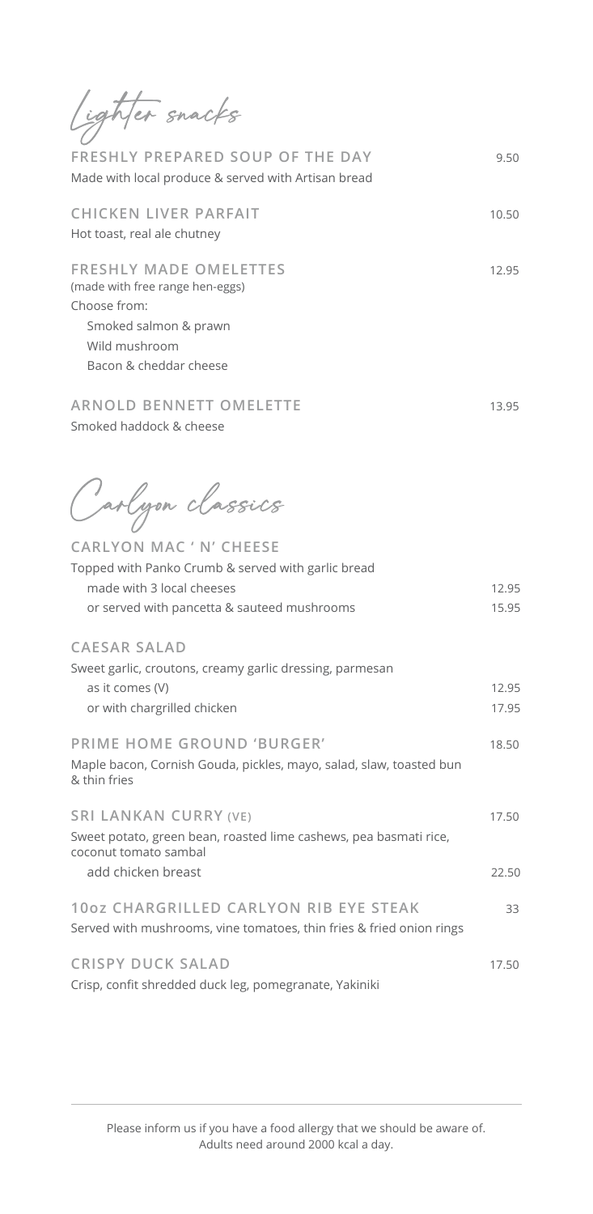## Lighter snacks

**FRESHLY PREPARED SOUP OF THE DAY** 9.50
Made with local produce & served with Artisan bread

**CHICKEN LIVER PARFAIT** 10.50
Hot toast, real ale chutney

**FRESHLY MADE OMELETTES** 12.95
(made with free range hen-eggs)
Choose from:
- Smoked salmon & prawn
- Wild mushroom
- Bacon & cheddar cheese

**ARNOLD BENNETT OMELETTE** 13.95
Smoked haddock & cheese

## Carlyon classics

**CARLYON MAC ' N' CHEESE**
Topped with Panko Crumb & served with garlic bread
- made with 3 local cheeses 12.95
- or served with pancetta & sauteed mushrooms 15.95

**CAESAR SALAD**
Sweet garlic, croutons, creamy garlic dressing, parmesan
- as it comes (V) 12.95
- or with chargrilled chicken 17.95

**PRIME HOME GROUND 'BURGER'** 18.50
Maple bacon, Cornish Gouda, pickles, mayo, salad, slaw, toasted bun & thin fries

**SRI LANKAN CURRY (VE)** 17.50
Sweet potato, green bean, roasted lime cashews, pea basmati rice, coconut tomato sambal
- add chicken breast 22.50

**10oz CHARGRILLED CARLYON RIB EYE STEAK** 33
Served with mushrooms, vine tomatoes, thin fries & fried onion rings

**CRISPY DUCK SALAD** 17.50
Crisp, confit shredded duck leg, pomegranate, Yakiniki

Please inform us if you have a food allergy that we should be aware of.
Adults need around 2000 kcal a day.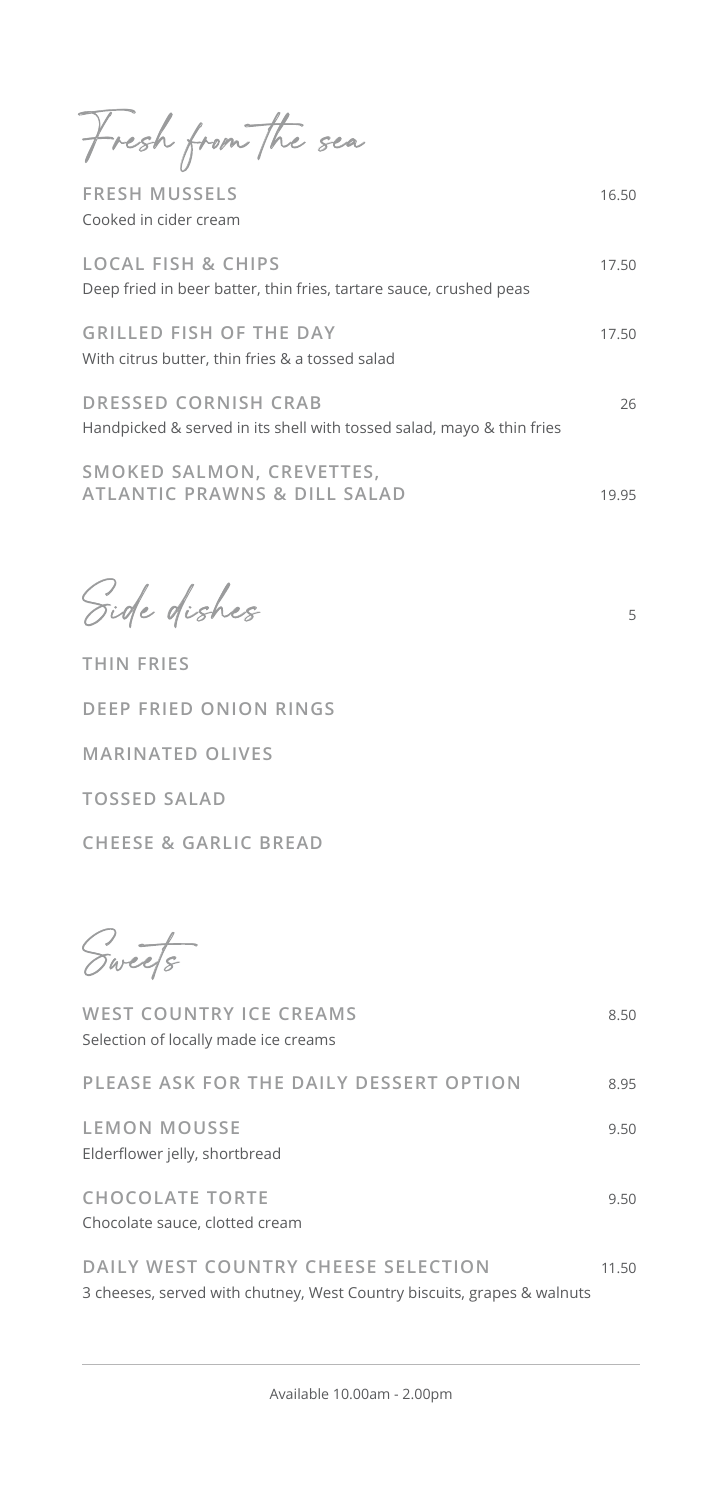## Fresh from the sea

**FRESH MUSSELS** 16.50
Cooked in cider cream

**LOCAL FISH & CHIPS** 17.50
Deep fried in beer batter, thin fries, tartare sauce, crushed peas

**GRILLED FISH OF THE DAY** 17.50
With citrus butter, thin fries & a tossed salad

**DRESSED CORNISH CRAB** 26
Handpicked & served in its shell with tossed salad, mayo & thin fries

**SMOKED SALMON, CREVETTES, ATLANTIC PRAWNS & DILL SALAD** 19.95

## Side dishes

5

**THIN FRIES**

**DEEP FRIED ONION RINGS**

**MARINATED OLIVES**

**TOSSED SALAD**

**CHEESE & GARLIC BREAD**

## Sweets

**WEST COUNTRY ICE CREAMS** 8.50
Selection of locally made ice creams

**PLEASE ASK FOR THE DAILY DESSERT OPTION** 8.95

**LEMON MOUSSE** 9.50
Elderflower jelly, shortbread

**CHOCOLATE TORTE** 9.50
Chocolate sauce, clotted cream

**DAILY WEST COUNTRY CHEESE SELECTION** 11.50
3 cheeses, served with chutney, West Country biscuits, grapes & walnuts

---

Available 10.00am - 2.00pm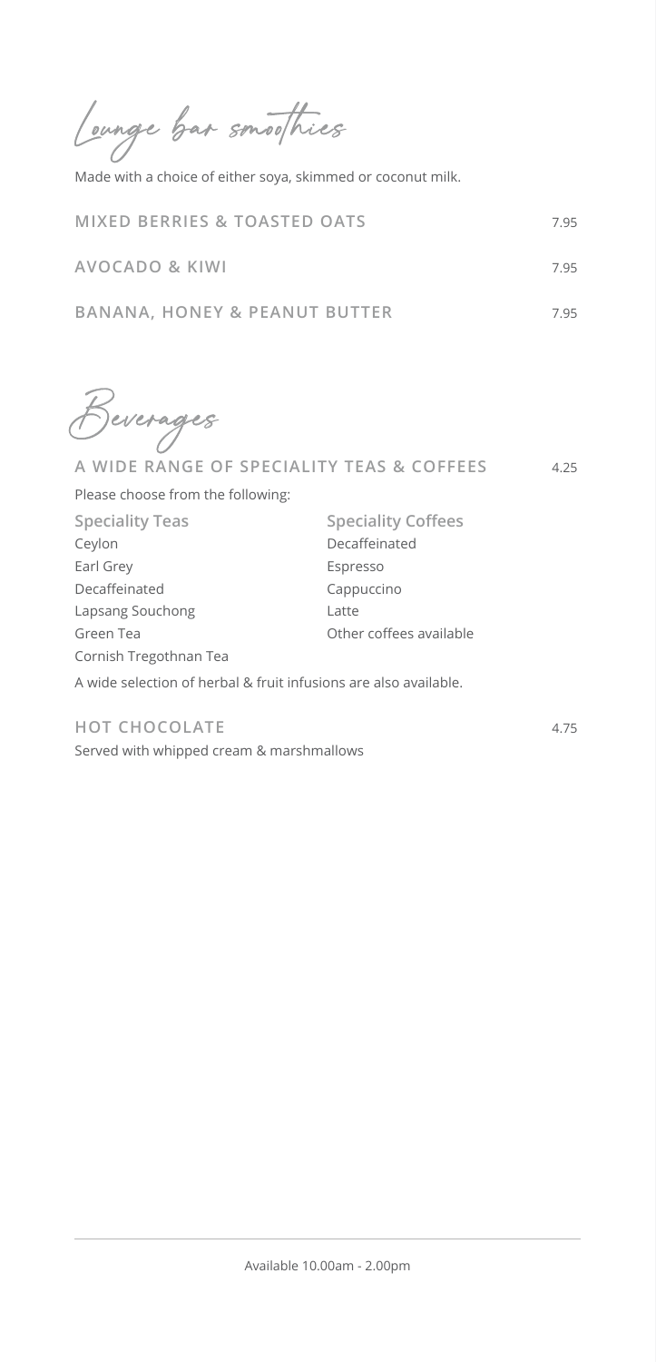## Lounge bar smoothies

Made with a choice of either soya, skimmed or coconut milk.

**MIXED BERRIES & TOASTED OATS** 7.95

**AVOCADO & KIWI** 7.95

**BANANA, HONEY & PEANUT BUTTER** 7.95

## Beverages

**A WIDE RANGE OF SPECIALITY TEAS & COFFEES** 4.25

Please choose from the following:

**Speciality Teas**

- Ceylon
- Earl Grey
- Decaffeinated
- Lapsang Souchong
- Green Tea
- Cornish Tregothnan Tea

**Speciality Coffees**

- Decaffeinated
- Espresso
- Cappuccino
- Latte
- Other coffees available

A wide selection of herbal & fruit infusions are also available.

**HOT CHOCOLATE** 4.75

Served with whipped cream & marshmallows

Available 10.00am - 2.00pm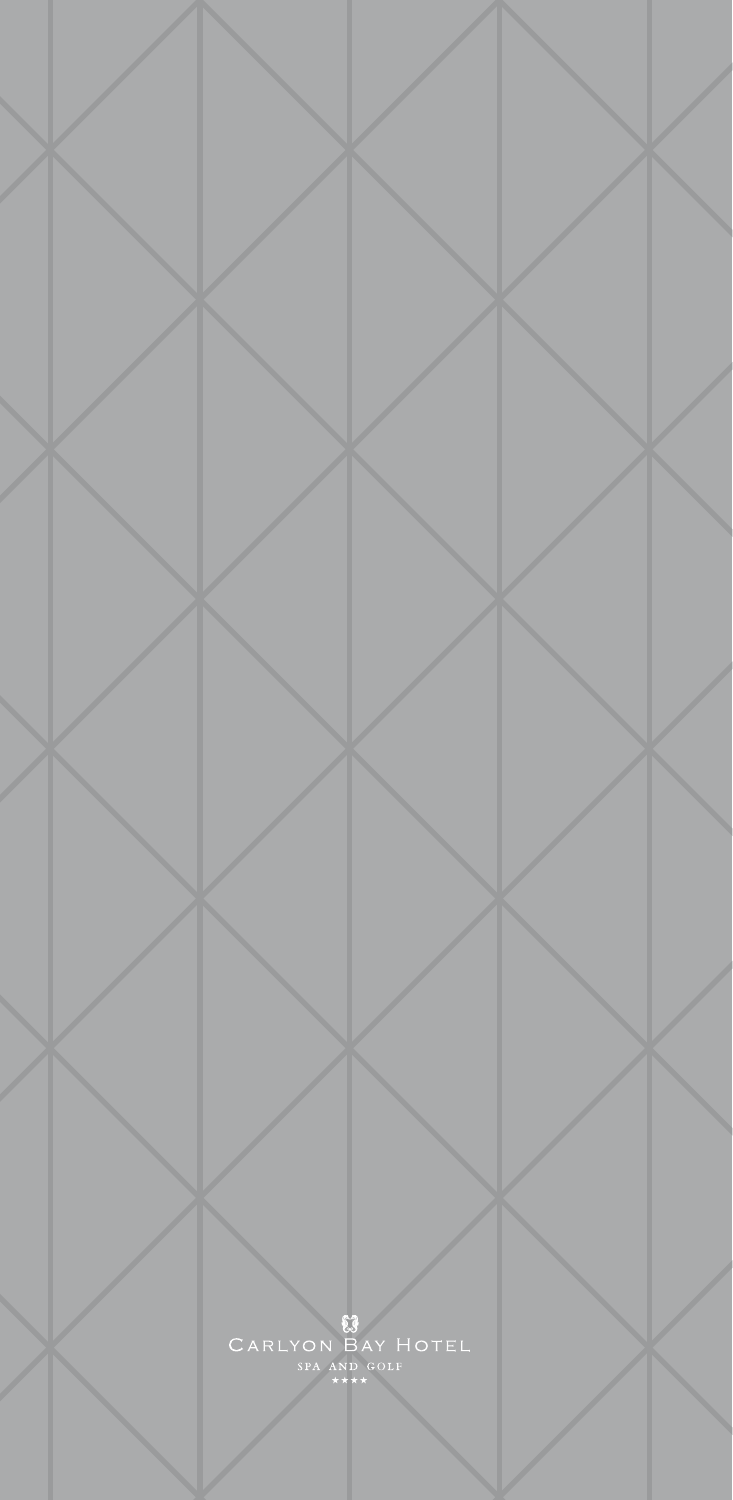CARLYON BAY HOTEL

SPA AND GOLF

★★★★